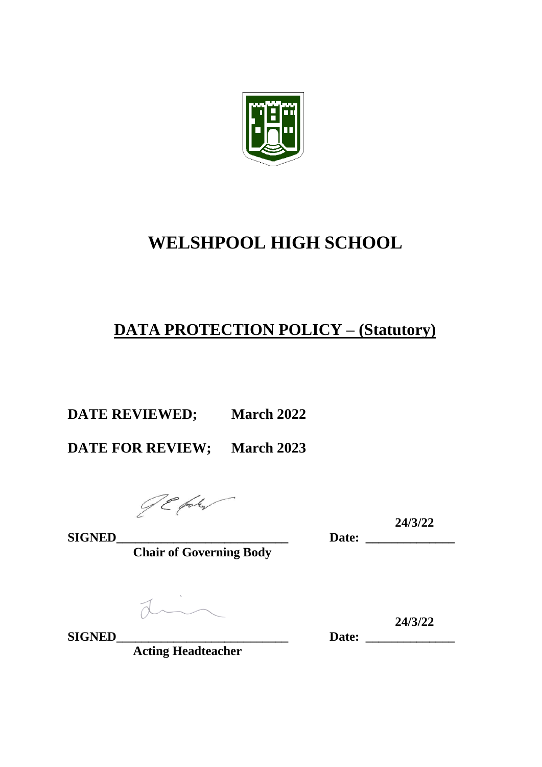# WELSHPOOL HIGH SCHOOL

## DATA PROTECTION POLICY – (Statutory)

**DATE REVIEWED;** **March 2022**

**DATE FOR REVIEW;** **March 2023**

**SIGNED**___________________________ **Date:** **24/3/22**

**Chair of Governing Body**

**SIGNED**___________________________ **Date:** **24/3/22**

**Acting Headteacher**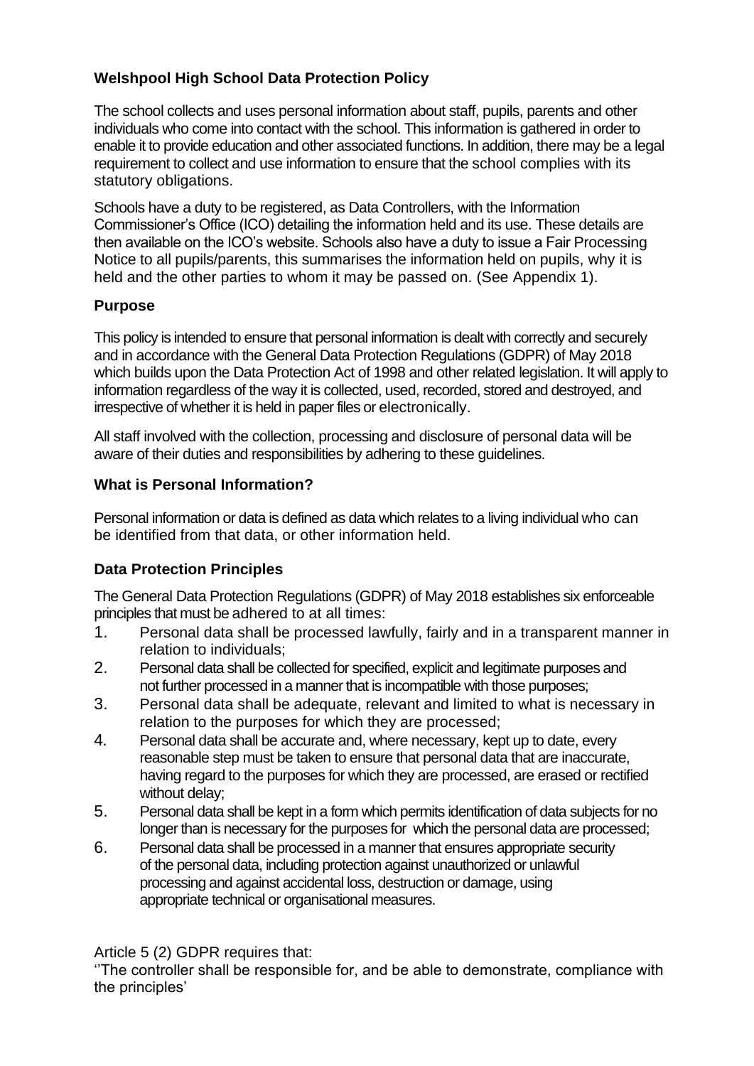**Welshpool High School Data Protection Policy**

The school collects and uses personal information about staff, pupils, parents and other individuals who come into contact with the school. This information is gathered in order to enable it to provide education and other associated functions. In addition, there may be a legal requirement to collect and use information to ensure that the school complies with its statutory obligations.

Schools have a duty to be registered, as Data Controllers, with the Information Commissioner's Office (ICO) detailing the information held and its use. These details are then available on the ICO's website. Schools also have a duty to issue a Fair Processing Notice to all pupils/parents, this summarises the information held on pupils, why it is held and the other parties to whom it may be passed on. (See Appendix 1).

**Purpose**

This policy is intended to ensure that personal information is dealt with correctly and securely and in accordance with the General Data Protection Regulations (GDPR) of May 2018 which builds upon the Data Protection Act of 1998 and other related legislation. It will apply to information regardless of the way it is collected, used, recorded, stored and destroyed, and irrespective of whether it is held in paper files or electronically.

All staff involved with the collection, processing and disclosure of personal data will be aware of their duties and responsibilities by adhering to these guidelines.

**What is Personal Information?**

Personal information or data is defined as data which relates to a living individual who can be identified from that data, or other information held.

**Data Protection Principles**

The General Data Protection Regulations (GDPR) of May 2018 establishes six enforceable principles that must be adhered to at all times:

1. Personal data shall be processed lawfully, fairly and in a transparent manner in relation to individuals;
2. Personal data shall be collected for specified, explicit and legitimate purposes and not further processed in a manner that is incompatible with those purposes;
3. Personal data shall be adequate, relevant and limited to what is necessary in relation to the purposes for which they are processed;
4. Personal data shall be accurate and, where necessary, kept up to date, every reasonable step must be taken to ensure that personal data that are inaccurate, having regard to the purposes for which they are processed, are erased or rectified without delay;
5. Personal data shall be kept in a form which permits identification of data subjects for no longer than is necessary for the purposes for which the personal data are processed;
6. Personal data shall be processed in a manner that ensures appropriate security of the personal data, including protection against unauthorized or unlawful processing and against accidental loss, destruction or damage, using appropriate technical or organisational measures.

Article 5 (2) GDPR requires that:
''The controller shall be responsible for, and be able to demonstrate, compliance with the principles'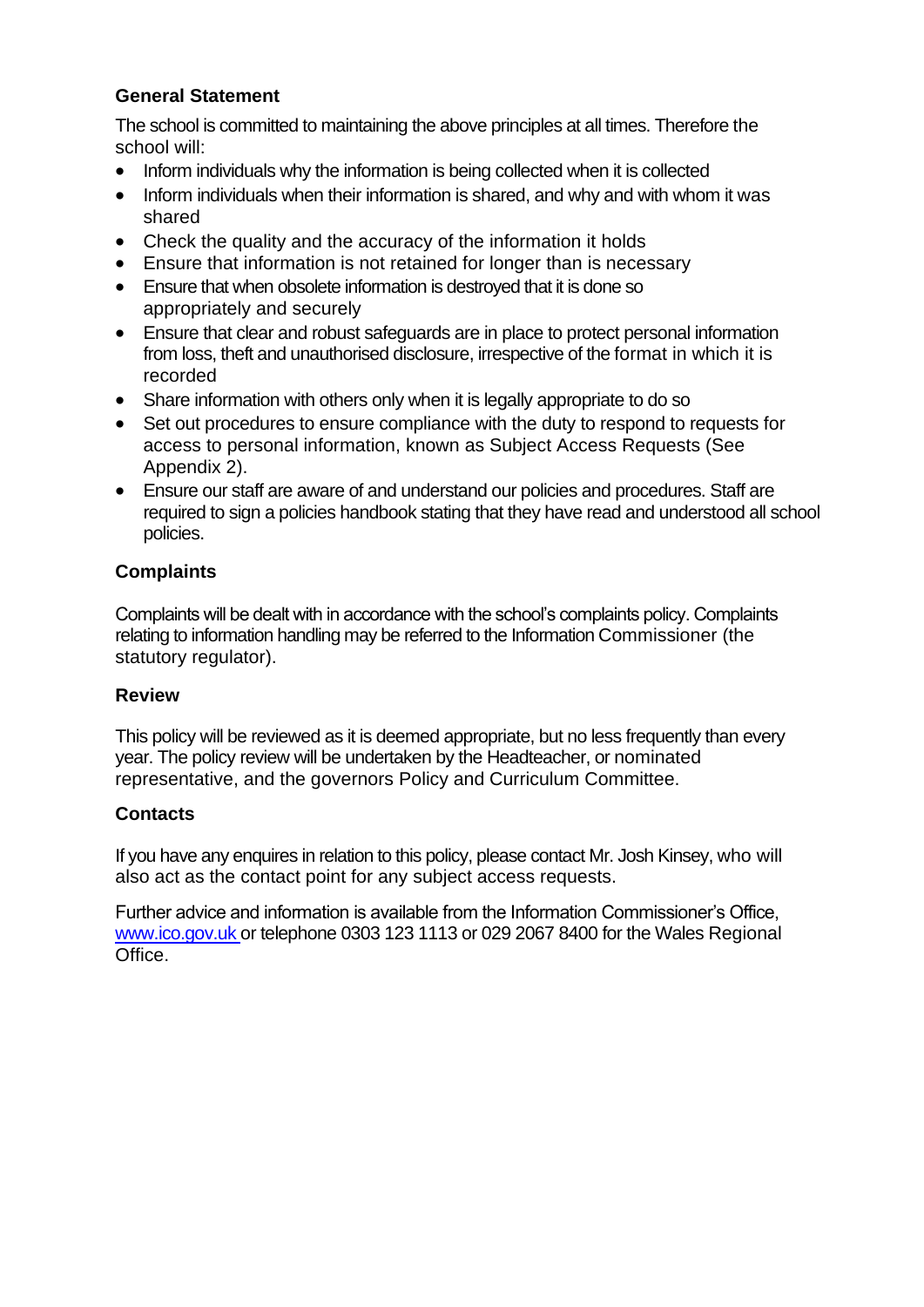## General Statement

The school is committed to maintaining the above principles at all times. Therefore the school will:

- Inform individuals why the information is being collected when it is collected
- Inform individuals when their information is shared, and why and with whom it was shared
- Check the quality and the accuracy of the information it holds
- Ensure that information is not retained for longer than is necessary
- Ensure that when obsolete information is destroyed that it is done so appropriately and securely
- Ensure that clear and robust safeguards are in place to protect personal information from loss, theft and unauthorised disclosure, irrespective of the format in which it is recorded
- Share information with others only when it is legally appropriate to do so
- Set out procedures to ensure compliance with the duty to respond to requests for access to personal information, known as Subject Access Requests (See Appendix 2).
- Ensure our staff are aware of and understand our policies and procedures. Staff are required to sign a policies handbook stating that they have read and understood all school policies.

## Complaints

Complaints will be dealt with in accordance with the school's complaints policy. Complaints relating to information handling may be referred to the Information Commissioner (the statutory regulator).

## Review

This policy will be reviewed as it is deemed appropriate, but no less frequently than every year. The policy review will be undertaken by the Headteacher, or nominated representative, and the governors Policy and Curriculum Committee.

## Contacts

If you have any enquires in relation to this policy, please contact Mr. Josh Kinsey, who will also act as the contact point for any subject access requests.

Further advice and information is available from the Information Commissioner's Office, www.ico.gov.uk or telephone 0303 123 1113 or 029 2067 8400 for the Wales Regional Office.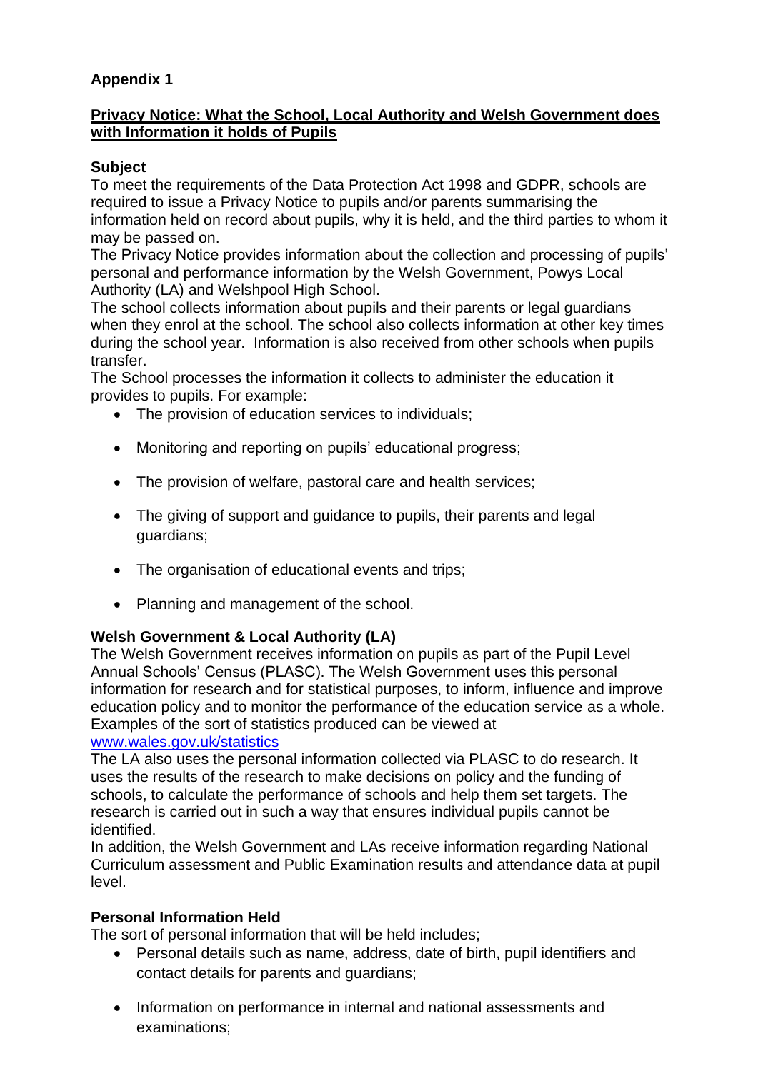**Appendix 1**

**Privacy Notice: What the School, Local Authority and Welsh Government does with Information it holds of Pupils**

**Subject**

To meet the requirements of the Data Protection Act 1998 and GDPR, schools are required to issue a Privacy Notice to pupils and/or parents summarising the information held on record about pupils, why it is held, and the third parties to whom it may be passed on.

The Privacy Notice provides information about the collection and processing of pupils' personal and performance information by the Welsh Government, Powys Local Authority (LA) and Welshpool High School.

The school collects information about pupils and their parents or legal guardians when they enrol at the school. The school also collects information at other key times during the school year. Information is also received from other schools when pupils transfer.

The School processes the information it collects to administer the education it provides to pupils. For example:

- The provision of education services to individuals;
- Monitoring and reporting on pupils' educational progress;
- The provision of welfare, pastoral care and health services;
- The giving of support and guidance to pupils, their parents and legal guardians;
- The organisation of educational events and trips;
- Planning and management of the school.

**Welsh Government & Local Authority (LA)**

The Welsh Government receives information on pupils as part of the Pupil Level Annual Schools' Census (PLASC). The Welsh Government uses this personal information for research and for statistical purposes, to inform, influence and improve education policy and to monitor the performance of the education service as a whole. Examples of the sort of statistics produced can be viewed at [www.wales.gov.uk/statistics](www.wales.gov.uk/statistics)

The LA also uses the personal information collected via PLASC to do research. It uses the results of the research to make decisions on policy and the funding of schools, to calculate the performance of schools and help them set targets. The research is carried out in such a way that ensures individual pupils cannot be identified.

In addition, the Welsh Government and LAs receive information regarding National Curriculum assessment and Public Examination results and attendance data at pupil level.

**Personal Information Held**

The sort of personal information that will be held includes;

- Personal details such as name, address, date of birth, pupil identifiers and contact details for parents and guardians;
- Information on performance in internal and national assessments and examinations;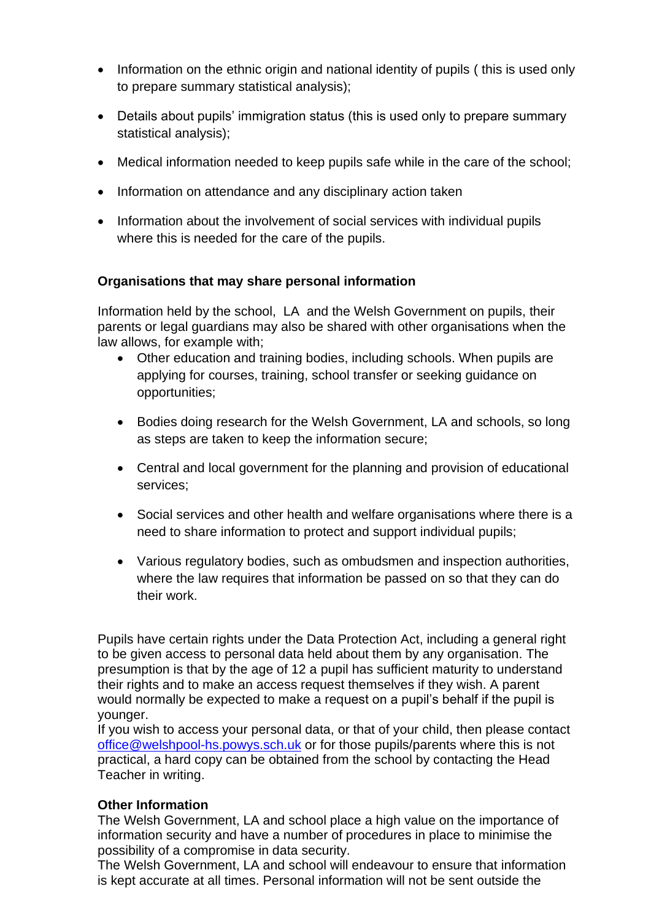- Information on the ethnic origin and national identity of pupils ( this is used only to prepare summary statistical analysis);

- Details about pupils' immigration status (this is used only to prepare summary statistical analysis);

- Medical information needed to keep pupils safe while in the care of the school;

- Information on attendance and any disciplinary action taken

- Information about the involvement of social services with individual pupils where this is needed for the care of the pupils.

**Organisations that may share personal information**

Information held by the school, LA and the Welsh Government on pupils, their parents or legal guardians may also be shared with other organisations when the law allows, for example with;

- Other education and training bodies, including schools. When pupils are applying for courses, training, school transfer or seeking guidance on opportunities;

- Bodies doing research for the Welsh Government, LA and schools, so long as steps are taken to keep the information secure;

- Central and local government for the planning and provision of educational services;

- Social services and other health and welfare organisations where there is a need to share information to protect and support individual pupils;

- Various regulatory bodies, such as ombudsmen and inspection authorities, where the law requires that information be passed on so that they can do their work.

Pupils have certain rights under the Data Protection Act, including a general right to be given access to personal data held about them by any organisation. The presumption is that by the age of 12 a pupil has sufficient maturity to understand their rights and to make an access request themselves if they wish. A parent would normally be expected to make a request on a pupil's behalf if the pupil is younger.
If you wish to access your personal data, or that of your child, then please contact office@welshpool-hs.powys.sch.uk or for those pupils/parents where this is not practical, a hard copy can be obtained from the school by contacting the Head Teacher in writing.

**Other Information**
The Welsh Government, LA and school place a high value on the importance of information security and have a number of procedures in place to minimise the possibility of a compromise in data security.
The Welsh Government, LA and school will endeavour to ensure that information is kept accurate at all times. Personal information will not be sent outside the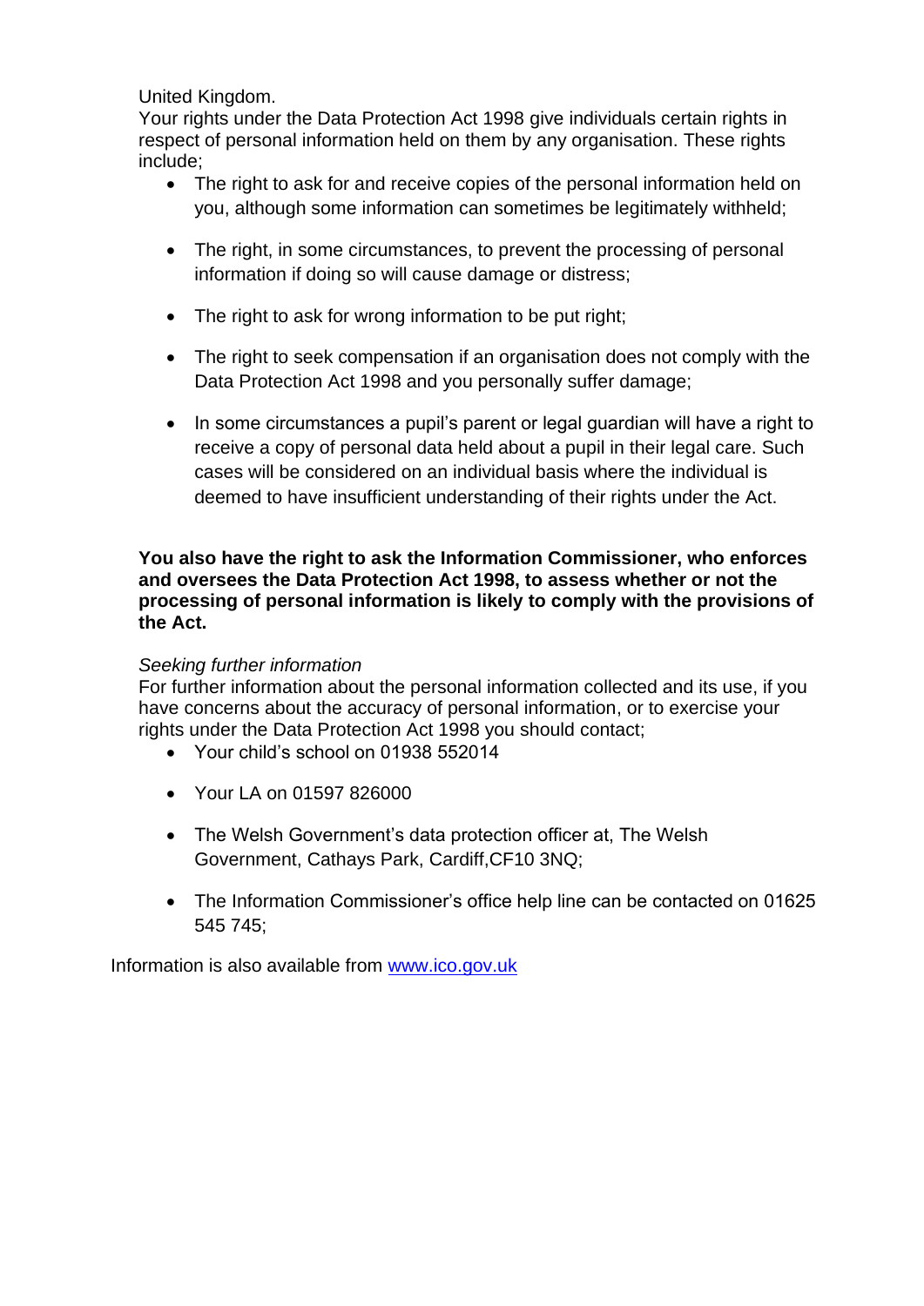United Kingdom.
Your rights under the Data Protection Act 1998 give individuals certain rights in respect of personal information held on them by any organisation. These rights include;

- The right to ask for and receive copies of the personal information held on you, although some information can sometimes be legitimately withheld;
- The right, in some circumstances, to prevent the processing of personal information if doing so will cause damage or distress;
- The right to ask for wrong information to be put right;
- The right to seek compensation if an organisation does not comply with the Data Protection Act 1998 and you personally suffer damage;
- In some circumstances a pupil's parent or legal guardian will have a right to receive a copy of personal data held about a pupil in their legal care. Such cases will be considered on an individual basis where the individual is deemed to have insufficient understanding of their rights under the Act.

**You also have the right to ask the Information Commissioner, who enforces and oversees the Data Protection Act 1998, to assess whether or not the processing of personal information is likely to comply with the provisions of the Act.**

*Seeking further information*
For further information about the personal information collected and its use, if you have concerns about the accuracy of personal information, or to exercise your rights under the Data Protection Act 1998 you should contact;

- Your child's school on 01938 552014
- Your LA on 01597 826000
- The Welsh Government's data protection officer at, The Welsh Government, Cathays Park, Cardiff,CF10 3NQ;
- The Information Commissioner's office help line can be contacted on 01625 545 745;

Information is also available from [www.ico.gov.uk](http://www.ico.gov.uk)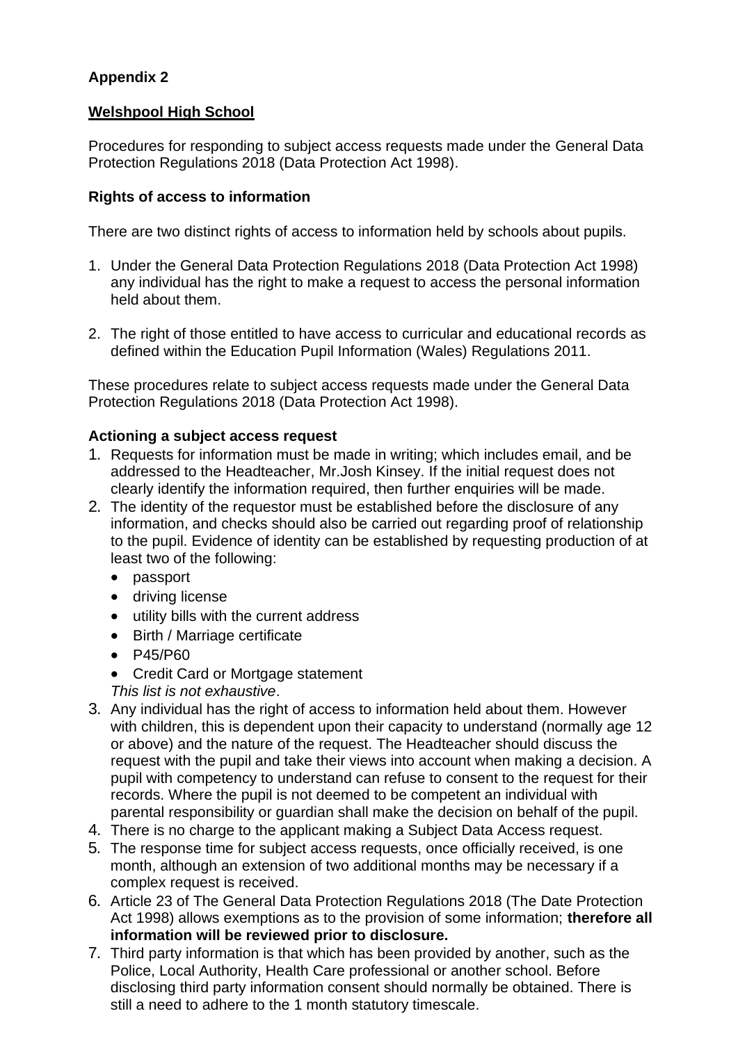**Appendix 2**

**Welshpool High School**

Procedures for responding to subject access requests made under the General Data Protection Regulations 2018 (Data Protection Act 1998).

**Rights of access to information**

There are two distinct rights of access to information held by schools about pupils.

1. Under the General Data Protection Regulations 2018 (Data Protection Act 1998) any individual has the right to make a request to access the personal information held about them.

2. The right of those entitled to have access to curricular and educational records as defined within the Education Pupil Information (Wales) Regulations 2011.

These procedures relate to subject access requests made under the General Data Protection Regulations 2018 (Data Protection Act 1998).

**Actioning a subject access request**

1. Requests for information must be made in writing; which includes email, and be addressed to the Headteacher, Mr.Josh Kinsey. If the initial request does not clearly identify the information required, then further enquiries will be made.
2. The identity of the requestor must be established before the disclosure of any information, and checks should also be carried out regarding proof of relationship to the pupil. Evidence of identity can be established by requesting production of at least two of the following:
   - passport
   - driving license
   - utility bills with the current address
   - Birth / Marriage certificate
   - P45/P60
   - Credit Card or Mortgage statement

   *This list is not exhaustive*.
3. Any individual has the right of access to information held about them. However with children, this is dependent upon their capacity to understand (normally age 12 or above) and the nature of the request. The Headteacher should discuss the request with the pupil and take their views into account when making a decision. A pupil with competency to understand can refuse to consent to the request for their records. Where the pupil is not deemed to be competent an individual with parental responsibility or guardian shall make the decision on behalf of the pupil.
4. There is no charge to the applicant making a Subject Data Access request.
5. The response time for subject access requests, once officially received, is one month, although an extension of two additional months may be necessary if a complex request is received.
6. Article 23 of The General Data Protection Regulations 2018 (The Date Protection Act 1998) allows exemptions as to the provision of some information; **therefore all information will be reviewed prior to disclosure.**
7. Third party information is that which has been provided by another, such as the Police, Local Authority, Health Care professional or another school. Before disclosing third party information consent should normally be obtained. There is still a need to adhere to the 1 month statutory timescale.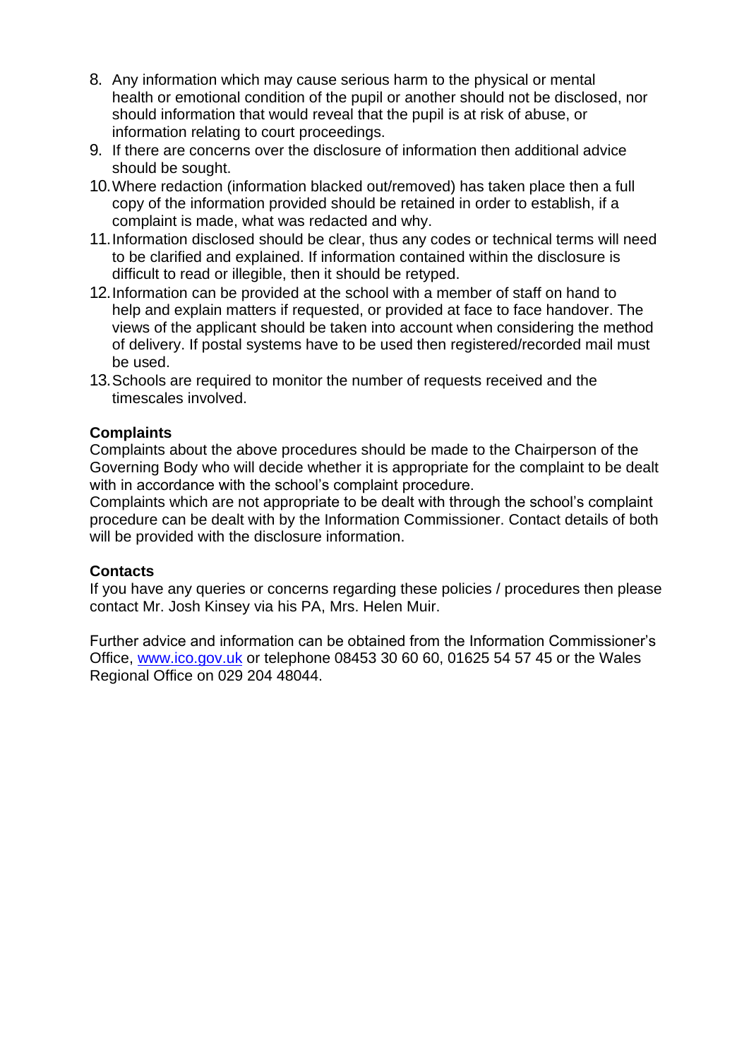8. Any information which may cause serious harm to the physical or mental health or emotional condition of the pupil or another should not be disclosed, nor should information that would reveal that the pupil is at risk of abuse, or information relating to court proceedings.
9. If there are concerns over the disclosure of information then additional advice should be sought.
10. Where redaction (information blacked out/removed) has taken place then a full copy of the information provided should be retained in order to establish, if a complaint is made, what was redacted and why.
11. Information disclosed should be clear, thus any codes or technical terms will need to be clarified and explained. If information contained within the disclosure is difficult to read or illegible, then it should be retyped.
12. Information can be provided at the school with a member of staff on hand to help and explain matters if requested, or provided at face to face handover. The views of the applicant should be taken into account when considering the method of delivery. If postal systems have to be used then registered/recorded mail must be used.
13. Schools are required to monitor the number of requests received and the timescales involved.

**Complaints**

Complaints about the above procedures should be made to the Chairperson of the Governing Body who will decide whether it is appropriate for the complaint to be dealt with in accordance with the school's complaint procedure.

Complaints which are not appropriate to be dealt with through the school's complaint procedure can be dealt with by the Information Commissioner. Contact details of both will be provided with the disclosure information.

**Contacts**

If you have any queries or concerns regarding these policies / procedures then please contact Mr. Josh Kinsey via his PA, Mrs. Helen Muir.

Further advice and information can be obtained from the Information Commissioner's Office, www.ico.gov.uk or telephone 08453 30 60 60, 01625 54 57 45 or the Wales Regional Office on 029 204 48044.